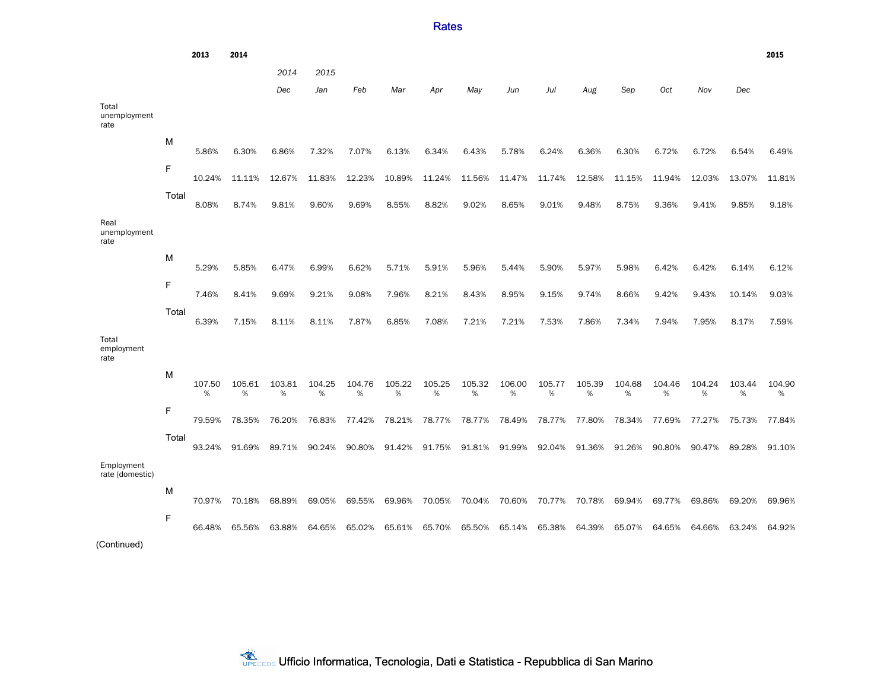# Rates

| | | 2013 | 2014 | 2014 | 2015 | | | | | | | | | | | | 2015 |
|---|---|---|---|---|---|---|---|---|---|---|---|---|---|---|---|---|---|
| | | | | *Dec* | *Jan* | *Feb* | *Mar* | *Apr* | *May* | *Jun* | *Jul* | *Aug* | *Sep* | *Oct* | *Nov* | *Dec* | |
| Total unemployment rate | | | | | | | | | | | | | | | | | |
| | M | 5.86% | 6.30% | 6.86% | 7.32% | 7.07% | 6.13% | 6.34% | 6.43% | 5.78% | 6.24% | 6.36% | 6.30% | 6.72% | 6.72% | 6.54% | 6.49% |
| | F | 10.24% | 11.11% | 12.67% | 11.83% | 12.23% | 10.89% | 11.24% | 11.56% | 11.47% | 11.74% | 12.58% | 11.15% | 11.94% | 12.03% | 13.07% | 11.81% |
| | Total | 8.08% | 8.74% | 9.81% | 9.60% | 9.69% | 8.55% | 8.82% | 9.02% | 8.65% | 9.01% | 9.48% | 8.75% | 9.36% | 9.41% | 9.85% | 9.18% |
| Real unemployment rate | | | | | | | | | | | | | | | | | |
| | M | 5.29% | 5.85% | 6.47% | 6.99% | 6.62% | 5.71% | 5.91% | 5.96% | 5.44% | 5.90% | 5.97% | 5.98% | 6.42% | 6.42% | 6.14% | 6.12% |
| | F | 7.46% | 8.41% | 9.69% | 9.21% | 9.08% | 7.96% | 8.21% | 8.43% | 8.95% | 9.15% | 9.74% | 8.66% | 9.42% | 9.43% | 10.14% | 9.03% |
| | Total | 6.39% | 7.15% | 8.11% | 8.11% | 7.87% | 6.85% | 7.08% | 7.21% | 7.21% | 7.53% | 7.86% | 7.34% | 7.94% | 7.95% | 8.17% | 7.59% |
| Total employment rate | | | | | | | | | | | | | | | | | |
| | M | 107.50% | 105.61% | 103.81% | 104.25% | 104.76% | 105.22% | 105.25% | 105.32% | 106.00% | 105.77% | 105.39% | 104.68% | 104.46% | 104.24% | 103.44% | 104.90% |
| | F | 79.59% | 78.35% | 76.20% | 76.83% | 77.42% | 78.21% | 78.77% | 78.77% | 78.49% | 78.77% | 77.80% | 78.34% | 77.69% | 77.27% | 75.73% | 77.84% |
| | Total | 93.24% | 91.69% | 89.71% | 90.24% | 90.80% | 91.42% | 91.75% | 91.81% | 91.99% | 92.04% | 91.36% | 91.26% | 90.80% | 90.47% | 89.28% | 91.10% |
| Employment rate (domestic) | | | | | | | | | | | | | | | | | |
| | M | 70.97% | 70.18% | 68.89% | 69.05% | 69.55% | 69.96% | 70.05% | 70.04% | 70.60% | 70.77% | 70.78% | 69.94% | 69.77% | 69.86% | 69.20% | 69.96% |
| | F | 66.48% | 65.56% | 63.88% | 64.65% | 65.02% | 65.61% | 65.70% | 65.50% | 65.14% | 65.38% | 64.39% | 65.07% | 64.65% | 64.66% | 63.24% | 64.92% |

(Continued)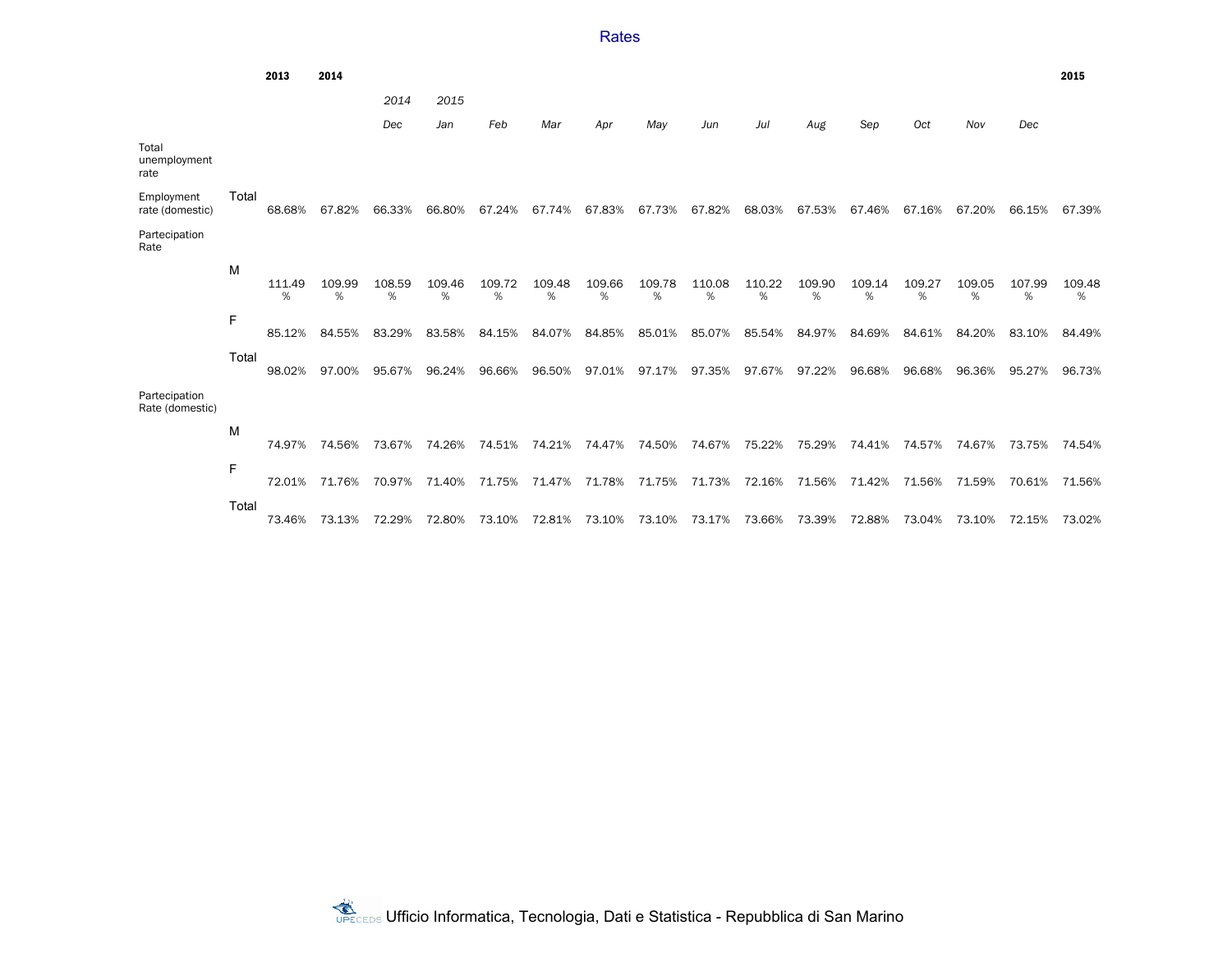# Rates

| | | 2013 | 2014 | *2014 Dec* | *2015 Jan* | *Feb* | *Mar* | *Apr* | *May* | *Jun* | *Jul* | *Aug* | *Sep* | *Oct* | *Nov* | *Dec* | 2015 |
|---|---|---|---|---|---|---|---|---|---|---|---|---|---|---|---|---|---|
| Total unemployment rate | | | | | | | | | | | | | | | | | |
| Employment rate (domestic) | Total | 68.68% | 67.82% | 66.33% | 66.80% | 67.24% | 67.74% | 67.83% | 67.73% | 67.82% | 68.03% | 67.53% | 67.46% | 67.16% | 67.20% | 66.15% | 67.39% |
| Partecipation Rate | | | | | | | | | | | | | | | | | |
| | M | 111.49 % | 109.99 % | 108.59 % | 109.46 % | 109.72 % | 109.48 % | 109.66 % | 109.78 % | 110.08 % | 110.22 % | 109.90 % | 109.14 % | 109.27 % | 109.05 % | 107.99 % | 109.48 % |
| | F | 85.12% | 84.55% | 83.29% | 83.58% | 84.15% | 84.07% | 84.85% | 85.01% | 85.07% | 85.54% | 84.97% | 84.69% | 84.61% | 84.20% | 83.10% | 84.49% |
| | Total | 98.02% | 97.00% | 95.67% | 96.24% | 96.66% | 96.50% | 97.01% | 97.17% | 97.35% | 97.67% | 97.22% | 96.68% | 96.68% | 96.36% | 95.27% | 96.73% |
| Partecipation Rate (domestic) | | | | | | | | | | | | | | | | | |
| | M | 74.97% | 74.56% | 73.67% | 74.26% | 74.51% | 74.21% | 74.47% | 74.50% | 74.67% | 75.22% | 75.29% | 74.41% | 74.57% | 74.67% | 73.75% | 74.54% |
| | F | 72.01% | 71.76% | 70.97% | 71.40% | 71.75% | 71.47% | 71.78% | 71.75% | 71.73% | 72.16% | 71.56% | 71.42% | 71.56% | 71.59% | 70.61% | 71.56% |
| | Total | 73.46% | 73.13% | 72.29% | 72.80% | 73.10% | 72.81% | 73.10% | 73.10% | 73.17% | 73.66% | 73.39% | 72.88% | 73.04% | 73.10% | 72.15% | 73.02% |

Ufficio Informatica, Tecnologia, Dati e Statistica - Repubblica di San Marino